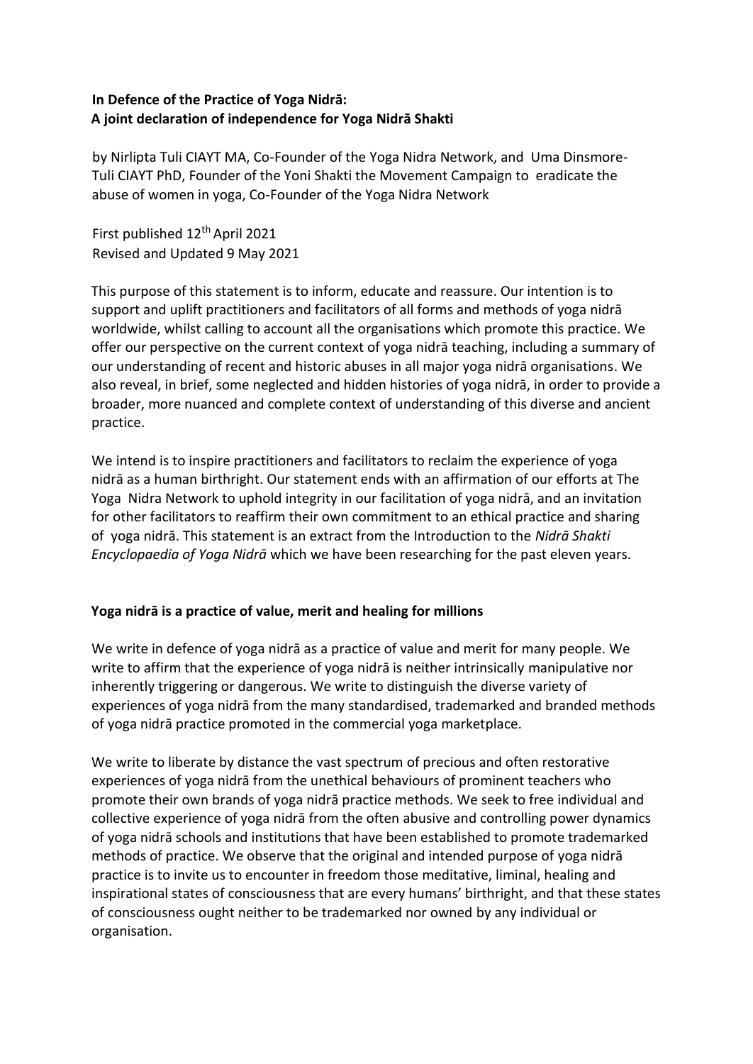**In Defence of the Practice of Yoga Nidrā:**
**A joint declaration of independence for Yoga Nidrā Shakti**

by Nirlipta Tuli CIAYT MA, Co-Founder of the Yoga Nidra Network, and Uma Dinsmore-Tuli CIAYT PhD, Founder of the Yoni Shakti the Movement Campaign to eradicate the abuse of women in yoga, Co-Founder of the Yoga Nidra Network

First published 12th April 2021
Revised and Updated 9 May 2021

This purpose of this statement is to inform, educate and reassure. Our intention is to support and uplift practitioners and facilitators of all forms and methods of yoga nidrā worldwide, whilst calling to account all the organisations which promote this practice. We offer our perspective on the current context of yoga nidrā teaching, including a summary of our understanding of recent and historic abuses in all major yoga nidrā organisations. We also reveal, in brief, some neglected and hidden histories of yoga nidrā, in order to provide a broader, more nuanced and complete context of understanding of this diverse and ancient practice.

We intend is to inspire practitioners and facilitators to reclaim the experience of yoga nidrā as a human birthright. Our statement ends with an affirmation of our efforts at The Yoga Nidra Network to uphold integrity in our facilitation of yoga nidrā, and an invitation for other facilitators to reaffirm their own commitment to an ethical practice and sharing of yoga nidrā. This statement is an extract from the Introduction to the *Nidrā Shakti Encyclopaedia of Yoga Nidrā* which we have been researching for the past eleven years.

**Yoga nidrā is a practice of value, merit and healing for millions**

We write in defence of yoga nidrā as a practice of value and merit for many people. We write to affirm that the experience of yoga nidrā is neither intrinsically manipulative nor inherently triggering or dangerous. We write to distinguish the diverse variety of experiences of yoga nidrā from the many standardised, trademarked and branded methods of yoga nidrā practice promoted in the commercial yoga marketplace.

We write to liberate by distance the vast spectrum of precious and often restorative experiences of yoga nidrā from the unethical behaviours of prominent teachers who promote their own brands of yoga nidrā practice methods. We seek to free individual and collective experience of yoga nidrā from the often abusive and controlling power dynamics of yoga nidrā schools and institutions that have been established to promote trademarked methods of practice. We observe that the original and intended purpose of yoga nidrā practice is to invite us to encounter in freedom those meditative, liminal, healing and inspirational states of consciousness that are every humans' birthright, and that these states of consciousness ought neither to be trademarked nor owned by any individual or organisation.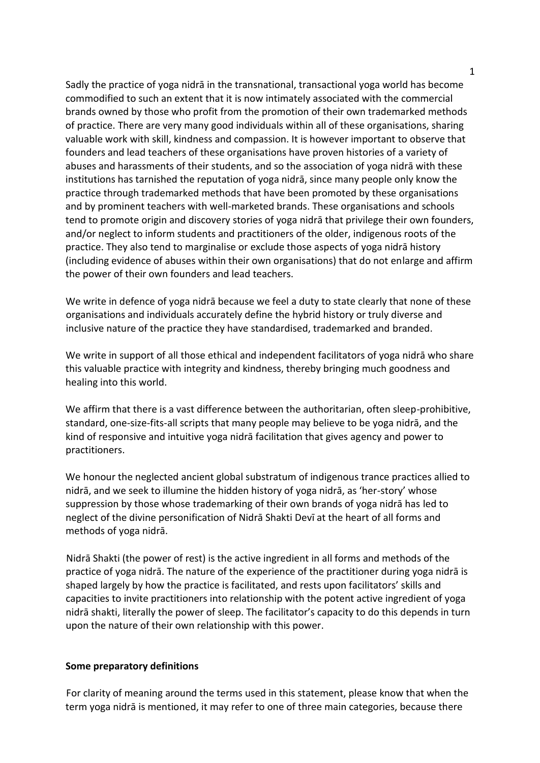Sadly the practice of yoga nidrā in the transnational, transactional yoga world has become commodified to such an extent that it is now intimately associated with the commercial brands owned by those who profit from the promotion of their own trademarked methods of practice. There are very many good individuals within all of these organisations, sharing valuable work with skill, kindness and compassion. It is however important to observe that founders and lead teachers of these organisations have proven histories of a variety of abuses and harassments of their students, and so the association of yoga nidrā with these institutions has tarnished the reputation of yoga nidrā, since many people only know the practice through trademarked methods that have been promoted by these organisations and by prominent teachers with well-marketed brands. These organisations and schools tend to promote origin and discovery stories of yoga nidrā that privilege their own founders, and/or neglect to inform students and practitioners of the older, indigenous roots of the practice. They also tend to marginalise or exclude those aspects of yoga nidrā history (including evidence of abuses within their own organisations) that do not enlarge and affirm the power of their own founders and lead teachers.

We write in defence of yoga nidrā because we feel a duty to state clearly that none of these organisations and individuals accurately define the hybrid history or truly diverse and inclusive nature of the practice they have standardised, trademarked and branded.

We write in support of all those ethical and independent facilitators of yoga nidrā who share this valuable practice with integrity and kindness, thereby bringing much goodness and healing into this world.

We affirm that there is a vast difference between the authoritarian, often sleep-prohibitive, standard, one-size-fits-all scripts that many people may believe to be yoga nidrā, and the kind of responsive and intuitive yoga nidrā facilitation that gives agency and power to practitioners.

We honour the neglected ancient global substratum of indigenous trance practices allied to nidrā, and we seek to illumine the hidden history of yoga nidrā, as 'her-story' whose suppression by those whose trademarking of their own brands of yoga nidrā has led to neglect of the divine personification of Nidrā Shakti Devī at the heart of all forms and methods of yoga nidrā.

Nidrā Shakti (the power of rest) is the active ingredient in all forms and methods of the practice of yoga nidrā. The nature of the experience of the practitioner during yoga nidrā is shaped largely by how the practice is facilitated, and rests upon facilitators' skills and capacities to invite practitioners into relationship with the potent active ingredient of yoga nidrā shakti, literally the power of sleep. The facilitator's capacity to do this depends in turn upon the nature of their own relationship with this power.

**Some preparatory definitions**

For clarity of meaning around the terms used in this statement, please know that when the term yoga nidrā is mentioned, it may refer to one of three main categories, because there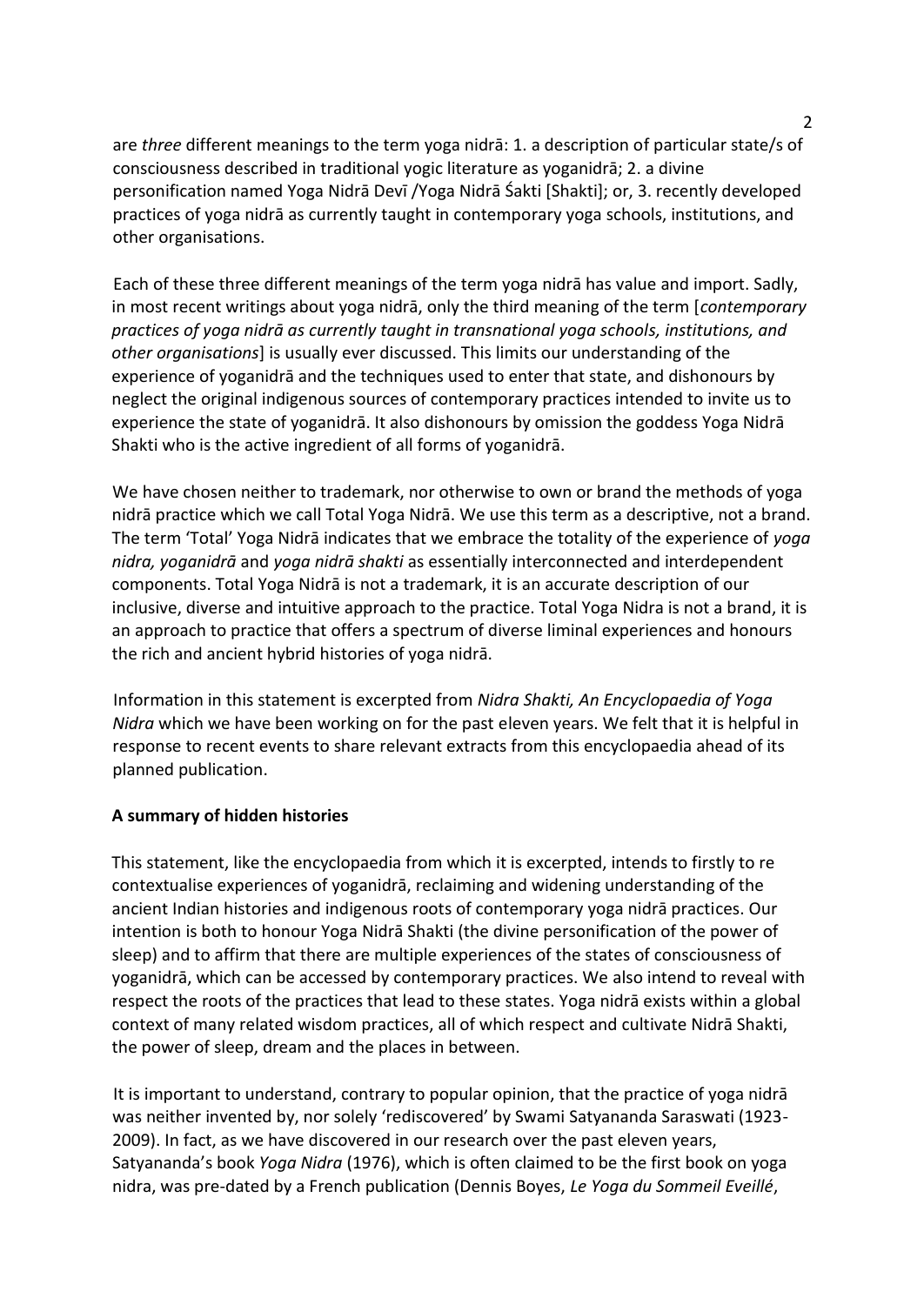are *three* different meanings to the term yoga nidrā: 1. a description of particular state/s of consciousness described in traditional yogic literature as yoganidrā; 2. a divine personification named Yoga Nidrā Devī /Yoga Nidrā Śakti [Shakti]; or, 3. recently developed practices of yoga nidrā as currently taught in contemporary yoga schools, institutions, and other organisations.

Each of these three different meanings of the term yoga nidrā has value and import. Sadly, in most recent writings about yoga nidrā, only the third meaning of the term [*contemporary practices of yoga nidrā as currently taught in transnational yoga schools, institutions, and other organisations*] is usually ever discussed. This limits our understanding of the experience of yoganidrā and the techniques used to enter that state, and dishonours by neglect the original indigenous sources of contemporary practices intended to invite us to experience the state of yoganidrā. It also dishonours by omission the goddess Yoga Nidrā Shakti who is the active ingredient of all forms of yoganidrā.

We have chosen neither to trademark, nor otherwise to own or brand the methods of yoga nidrā practice which we call Total Yoga Nidrā. We use this term as a descriptive, not a brand. The term 'Total' Yoga Nidrā indicates that we embrace the totality of the experience of *yoga nidra, yoganidrā* and *yoga nidrā shakti* as essentially interconnected and interdependent components. Total Yoga Nidrā is not a trademark, it is an accurate description of our inclusive, diverse and intuitive approach to the practice. Total Yoga Nidra is not a brand, it is an approach to practice that offers a spectrum of diverse liminal experiences and honours the rich and ancient hybrid histories of yoga nidrā.

Information in this statement is excerpted from *Nidra Shakti, An Encyclopaedia of Yoga Nidra* which we have been working on for the past eleven years. We felt that it is helpful in response to recent events to share relevant extracts from this encyclopaedia ahead of its planned publication.

**A summary of hidden histories**

This statement, like the encyclopaedia from which it is excerpted, intends to firstly to re contextualise experiences of yoganidrā, reclaiming and widening understanding of the ancient Indian histories and indigenous roots of contemporary yoga nidrā practices. Our intention is both to honour Yoga Nidrā Shakti (the divine personification of the power of sleep) and to affirm that there are multiple experiences of the states of consciousness of yoganidrā, which can be accessed by contemporary practices. We also intend to reveal with respect the roots of the practices that lead to these states. Yoga nidrā exists within a global context of many related wisdom practices, all of which respect and cultivate Nidrā Shakti, the power of sleep, dream and the places in between.

It is important to understand, contrary to popular opinion, that the practice of yoga nidrā was neither invented by, nor solely 'rediscovered' by Swami Satyananda Saraswati (1923-2009). In fact, as we have discovered in our research over the past eleven years, Satyananda's book *Yoga Nidra* (1976), which is often claimed to be the first book on yoga nidra, was pre-dated by a French publication (Dennis Boyes, *Le Yoga du Sommeil Eveillé*,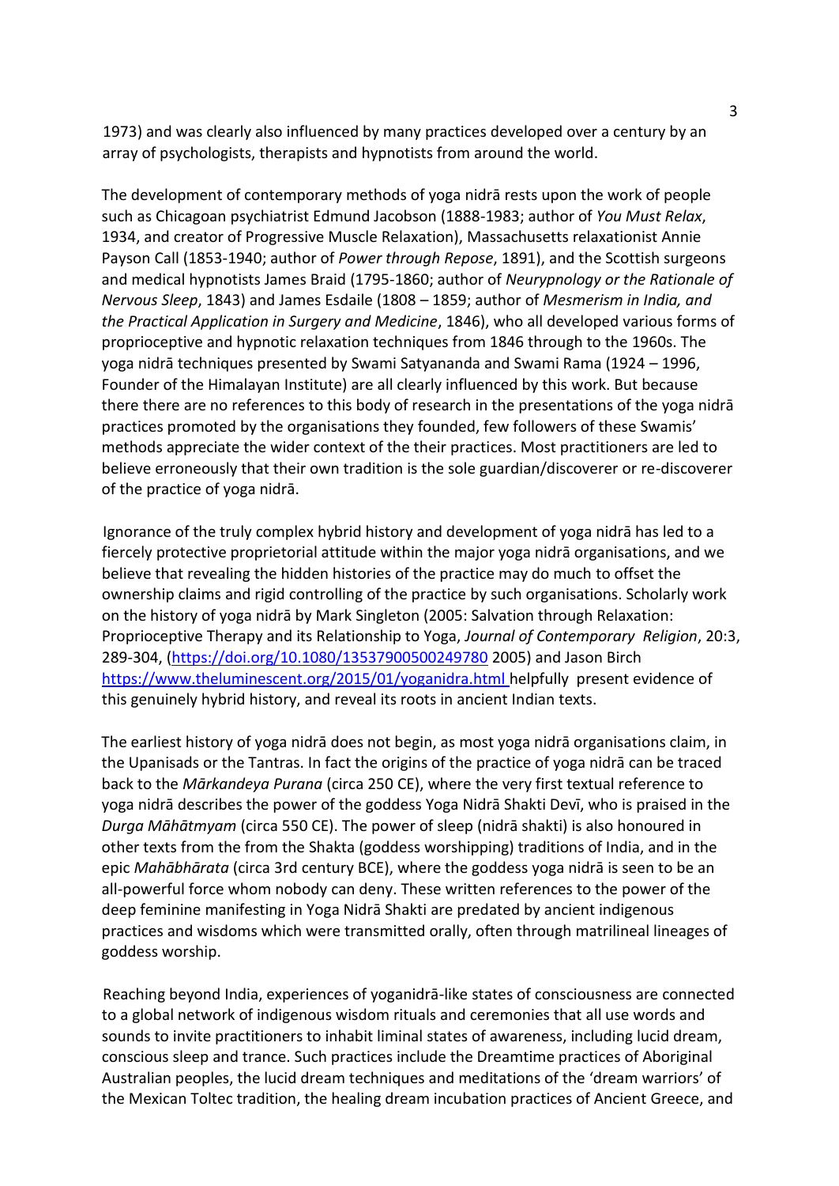1973) and was clearly also influenced by many practices developed over a century by an array of psychologists, therapists and hypnotists from around the world.

The development of contemporary methods of yoga nidrā rests upon the work of people such as Chicagoan psychiatrist Edmund Jacobson (1888-1983; author of *You Must Relax*, 1934, and creator of Progressive Muscle Relaxation), Massachusetts relaxationist Annie Payson Call (1853-1940; author of *Power through Repose*, 1891), and the Scottish surgeons and medical hypnotists James Braid (1795-1860; author of *Neurypnology or the Rationale of Nervous Sleep*, 1843) and James Esdaile (1808 – 1859; author of *Mesmerism in India, and the Practical Application in Surgery and Medicine*, 1846), who all developed various forms of proprioceptive and hypnotic relaxation techniques from 1846 through to the 1960s. The yoga nidrā techniques presented by Swami Satyananda and Swami Rama (1924 – 1996, Founder of the Himalayan Institute) are all clearly influenced by this work. But because there there are no references to this body of research in the presentations of the yoga nidrā practices promoted by the organisations they founded, few followers of these Swamis' methods appreciate the wider context of the their practices. Most practitioners are led to believe erroneously that their own tradition is the sole guardian/discoverer or re-discoverer of the practice of yoga nidrā.

Ignorance of the truly complex hybrid history and development of yoga nidrā has led to a fiercely protective proprietorial attitude within the major yoga nidrā organisations, and we believe that revealing the hidden histories of the practice may do much to offset the ownership claims and rigid controlling of the practice by such organisations. Scholarly work on the history of yoga nidrā by Mark Singleton (2005: Salvation through Relaxation: Proprioceptive Therapy and its Relationship to Yoga, *Journal of Contemporary Religion*, 20:3, 289-304, (https://doi.org/10.1080/13537900500249780 2005) and Jason Birch https://www.theluminescent.org/2015/01/yoganidra.html helpfully present evidence of this genuinely hybrid history, and reveal its roots in ancient Indian texts.

The earliest history of yoga nidrā does not begin, as most yoga nidrā organisations claim, in the Upanisads or the Tantras. In fact the origins of the practice of yoga nidrā can be traced back to the *Mārkandeya Purana* (circa 250 CE), where the very first textual reference to yoga nidrā describes the power of the goddess Yoga Nidrā Shakti Devī, who is praised in the *Durga Māhātmyam* (circa 550 CE). The power of sleep (nidrā shakti) is also honoured in other texts from the from the Shakta (goddess worshipping) traditions of India, and in the epic *Mahābhārata* (circa 3rd century BCE), where the goddess yoga nidrā is seen to be an all-powerful force whom nobody can deny. These written references to the power of the deep feminine manifesting in Yoga Nidrā Shakti are predated by ancient indigenous practices and wisdoms which were transmitted orally, often through matrilineal lineages of goddess worship.

Reaching beyond India, experiences of yoganidrā-like states of consciousness are connected to a global network of indigenous wisdom rituals and ceremonies that all use words and sounds to invite practitioners to inhabit liminal states of awareness, including lucid dream, conscious sleep and trance. Such practices include the Dreamtime practices of Aboriginal Australian peoples, the lucid dream techniques and meditations of the 'dream warriors' of the Mexican Toltec tradition, the healing dream incubation practices of Ancient Greece, and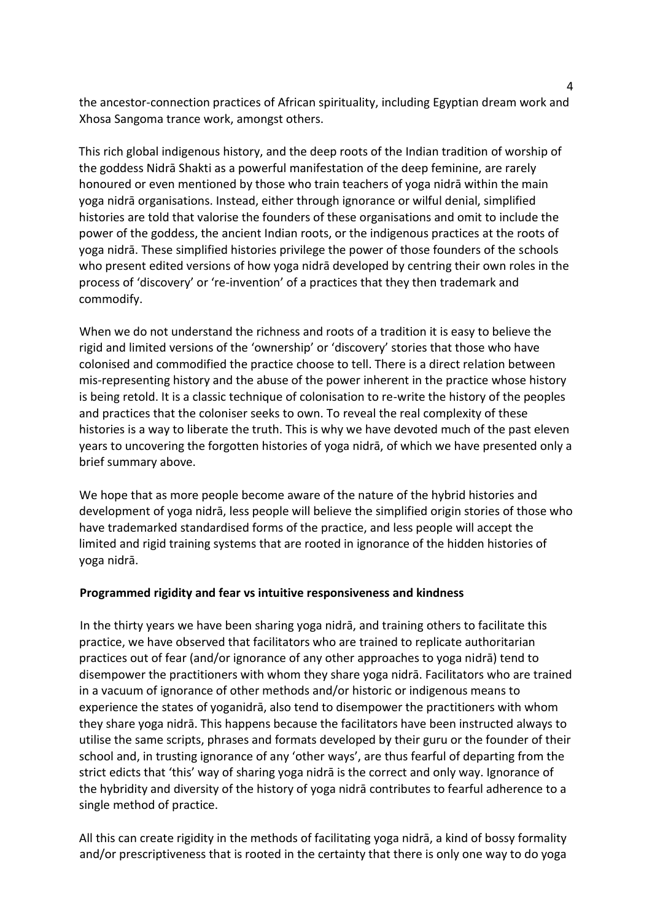the ancestor-connection practices of African spirituality, including Egyptian dream work and Xhosa Sangoma trance work, amongst others.

This rich global indigenous history, and the deep roots of the Indian tradition of worship of the goddess Nidrā Shakti as a powerful manifestation of the deep feminine, are rarely honoured or even mentioned by those who train teachers of yoga nidrā within the main yoga nidrā organisations. Instead, either through ignorance or wilful denial, simplified histories are told that valorise the founders of these organisations and omit to include the power of the goddess, the ancient Indian roots, or the indigenous practices at the roots of yoga nidrā. These simplified histories privilege the power of those founders of the schools who present edited versions of how yoga nidrā developed by centring their own roles in the process of 'discovery' or 're-invention' of a practices that they then trademark and commodify.

When we do not understand the richness and roots of a tradition it is easy to believe the rigid and limited versions of the 'ownership' or 'discovery' stories that those who have colonised and commodified the practice choose to tell. There is a direct relation between mis-representing history and the abuse of the power inherent in the practice whose history is being retold. It is a classic technique of colonisation to re-write the history of the peoples and practices that the coloniser seeks to own. To reveal the real complexity of these histories is a way to liberate the truth. This is why we have devoted much of the past eleven years to uncovering the forgotten histories of yoga nidrā, of which we have presented only a brief summary above.

We hope that as more people become aware of the nature of the hybrid histories and development of yoga nidrā, less people will believe the simplified origin stories of those who have trademarked standardised forms of the practice, and less people will accept the limited and rigid training systems that are rooted in ignorance of the hidden histories of yoga nidrā.

**Programmed rigidity and fear vs intuitive responsiveness and kindness**

In the thirty years we have been sharing yoga nidrā, and training others to facilitate this practice, we have observed that facilitators who are trained to replicate authoritarian practices out of fear (and/or ignorance of any other approaches to yoga nidrā) tend to disempower the practitioners with whom they share yoga nidrā. Facilitators who are trained in a vacuum of ignorance of other methods and/or historic or indigenous means to experience the states of yoganidrā, also tend to disempower the practitioners with whom they share yoga nidrā. This happens because the facilitators have been instructed always to utilise the same scripts, phrases and formats developed by their guru or the founder of their school and, in trusting ignorance of any 'other ways', are thus fearful of departing from the strict edicts that 'this' way of sharing yoga nidrā is the correct and only way. Ignorance of the hybridity and diversity of the history of yoga nidrā contributes to fearful adherence to a single method of practice.

All this can create rigidity in the methods of facilitating yoga nidrā, a kind of bossy formality and/or prescriptiveness that is rooted in the certainty that there is only one way to do yoga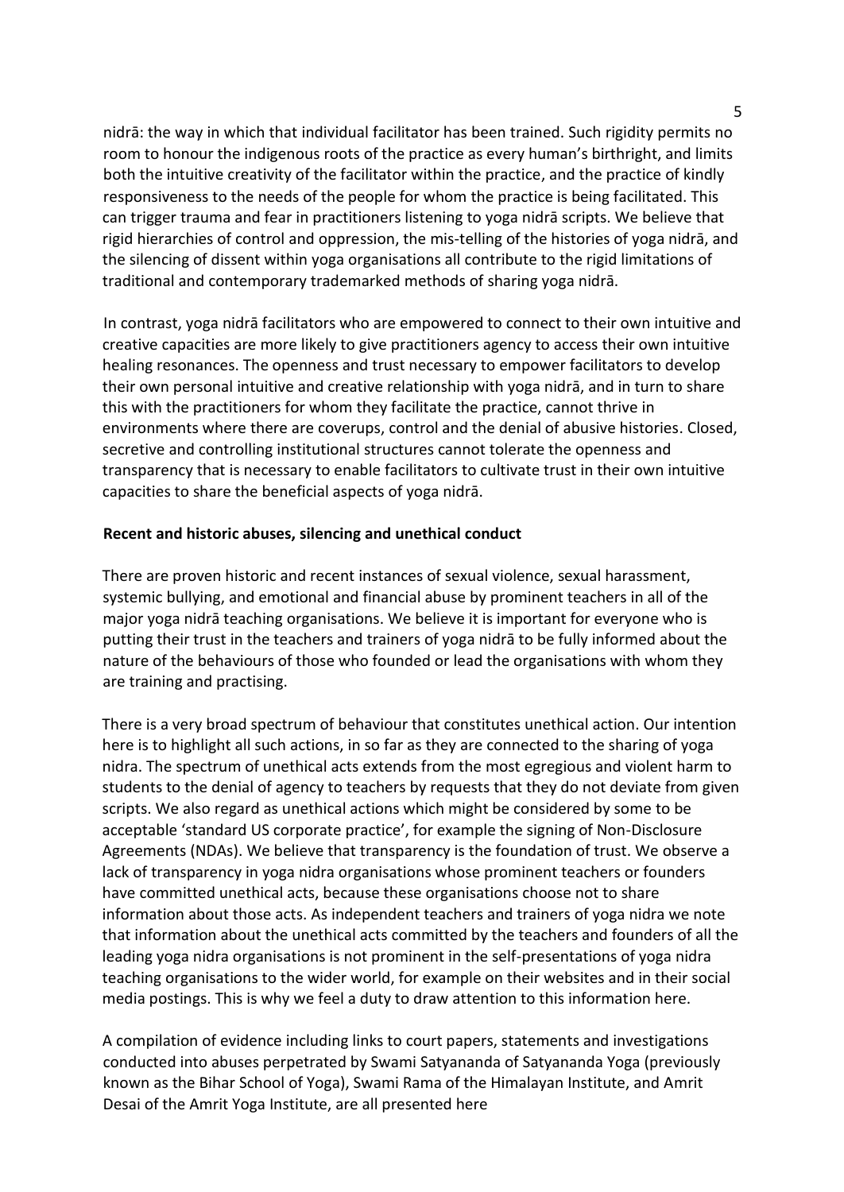nidrā: the way in which that individual facilitator has been trained. Such rigidity permits no room to honour the indigenous roots of the practice as every human's birthright, and limits both the intuitive creativity of the facilitator within the practice, and the practice of kindly responsiveness to the needs of the people for whom the practice is being facilitated. This can trigger trauma and fear in practitioners listening to yoga nidrā scripts. We believe that rigid hierarchies of control and oppression, the mis-telling of the histories of yoga nidrā, and the silencing of dissent within yoga organisations all contribute to the rigid limitations of traditional and contemporary trademarked methods of sharing yoga nidrā.

In contrast, yoga nidrā facilitators who are empowered to connect to their own intuitive and creative capacities are more likely to give practitioners agency to access their own intuitive healing resonances. The openness and trust necessary to empower facilitators to develop their own personal intuitive and creative relationship with yoga nidrā, and in turn to share this with the practitioners for whom they facilitate the practice, cannot thrive in environments where there are coverups, control and the denial of abusive histories. Closed, secretive and controlling institutional structures cannot tolerate the openness and transparency that is necessary to enable facilitators to cultivate trust in their own intuitive capacities to share the beneficial aspects of yoga nidrā.

**Recent and historic abuses, silencing and unethical conduct**

There are proven historic and recent instances of sexual violence, sexual harassment, systemic bullying, and emotional and financial abuse by prominent teachers in all of the major yoga nidrā teaching organisations. We believe it is important for everyone who is putting their trust in the teachers and trainers of yoga nidrā to be fully informed about the nature of the behaviours of those who founded or lead the organisations with whom they are training and practising.

There is a very broad spectrum of behaviour that constitutes unethical action. Our intention here is to highlight all such actions, in so far as they are connected to the sharing of yoga nidra. The spectrum of unethical acts extends from the most egregious and violent harm to students to the denial of agency to teachers by requests that they do not deviate from given scripts. We also regard as unethical actions which might be considered by some to be acceptable 'standard US corporate practice', for example the signing of Non-Disclosure Agreements (NDAs). We believe that transparency is the foundation of trust. We observe a lack of transparency in yoga nidra organisations whose prominent teachers or founders have committed unethical acts, because these organisations choose not to share information about those acts. As independent teachers and trainers of yoga nidra we note that information about the unethical acts committed by the teachers and founders of all the leading yoga nidra organisations is not prominent in the self-presentations of yoga nidra teaching organisations to the wider world, for example on their websites and in their social media postings. This is why we feel a duty to draw attention to this information here.

A compilation of evidence including links to court papers, statements and investigations conducted into abuses perpetrated by Swami Satyananda of Satyananda Yoga (previously known as the Bihar School of Yoga), Swami Rama of the Himalayan Institute, and Amrit Desai of the Amrit Yoga Institute, are all presented here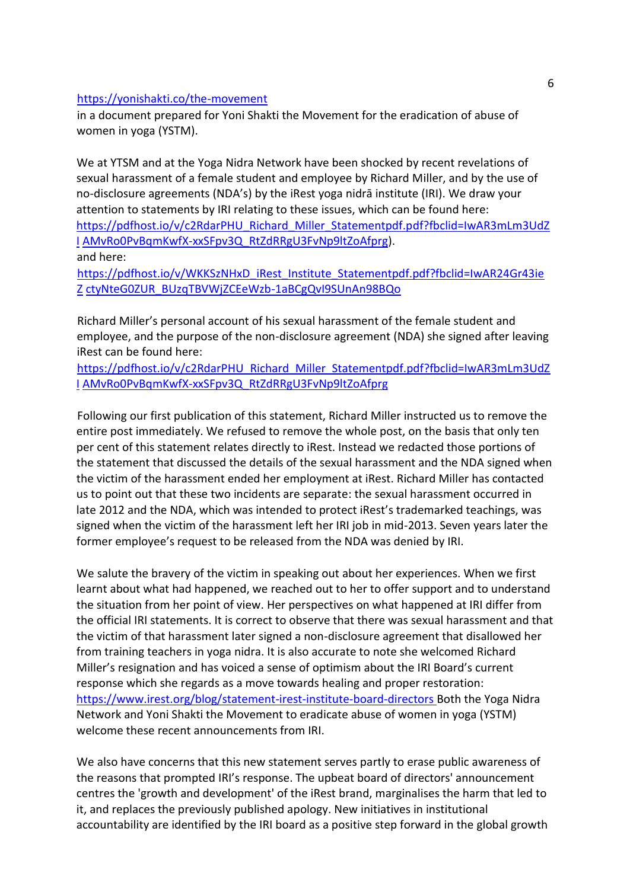https://yonishakti.co/the-movement
in a document prepared for Yoni Shakti the Movement for the eradication of abuse of women in yoga (YSTM).

We at YTSM and at the Yoga Nidra Network have been shocked by recent revelations of sexual harassment of a female student and employee by Richard Miller, and by the use of no-disclosure agreements (NDA's) by the iRest yoga nidrā institute (IRI). We draw your attention to statements by IRI relating to these issues, which can be found here: https://pdfhost.io/v/c2RdarPHU_Richard_Miller_Statementpdf.pdf?fbclid=IwAR3mLm3UdZI AMvRo0PvBqmKwfX-xxSFpv3Q_RtZdRRgU3FvNp9ltZoAfprg).
and here:
https://pdfhost.io/v/WKKSzNHxD_iRest_Institute_Statementpdf.pdf?fbclid=IwAR24Gr43ieZ ctyNteG0ZUR_BUzqTBVWjZCEeWzb-1aBCgQvl9SUnAn98BQo

Richard Miller's personal account of his sexual harassment of the female student and employee, and the purpose of the non-disclosure agreement (NDA) she signed after leaving iRest can be found here:
https://pdfhost.io/v/c2RdarPHU_Richard_Miller_Statementpdf.pdf?fbclid=IwAR3mLm3UdZI AMvRo0PvBqmKwfX-xxSFpv3Q_RtZdRRgU3FvNp9ltZoAfprg

Following our first publication of this statement, Richard Miller instructed us to remove the entire post immediately. We refused to remove the whole post, on the basis that only ten per cent of this statement relates directly to iRest. Instead we redacted those portions of the statement that discussed the details of the sexual harassment and the NDA signed when the victim of the harassment ended her employment at iRest. Richard Miller has contacted us to point out that these two incidents are separate: the sexual harassment occurred in late 2012 and the NDA, which was intended to protect iRest's trademarked teachings, was signed when the victim of the harassment left her IRI job in mid-2013. Seven years later the former employee's request to be released from the NDA was denied by IRI.

We salute the bravery of the victim in speaking out about her experiences. When we first learnt about what had happened, we reached out to her to offer support and to understand the situation from her point of view. Her perspectives on what happened at IRI differ from the official IRI statements. It is correct to observe that there was sexual harassment and that the victim of that harassment later signed a non-disclosure agreement that disallowed her from training teachers in yoga nidra. It is also accurate to note she welcomed Richard Miller's resignation and has voiced a sense of optimism about the IRI Board's current response which she regards as a move towards healing and proper restoration: https://www.irest.org/blog/statement-irest-institute-board-directors Both the Yoga Nidra Network and Yoni Shakti the Movement to eradicate abuse of women in yoga (YSTM) welcome these recent announcements from IRI.

We also have concerns that this new statement serves partly to erase public awareness of the reasons that prompted IRI's response. The upbeat board of directors' announcement centres the 'growth and development' of the iRest brand, marginalises the harm that led to it, and replaces the previously published apology. New initiatives in institutional accountability are identified by the IRI board as a positive step forward in the global growth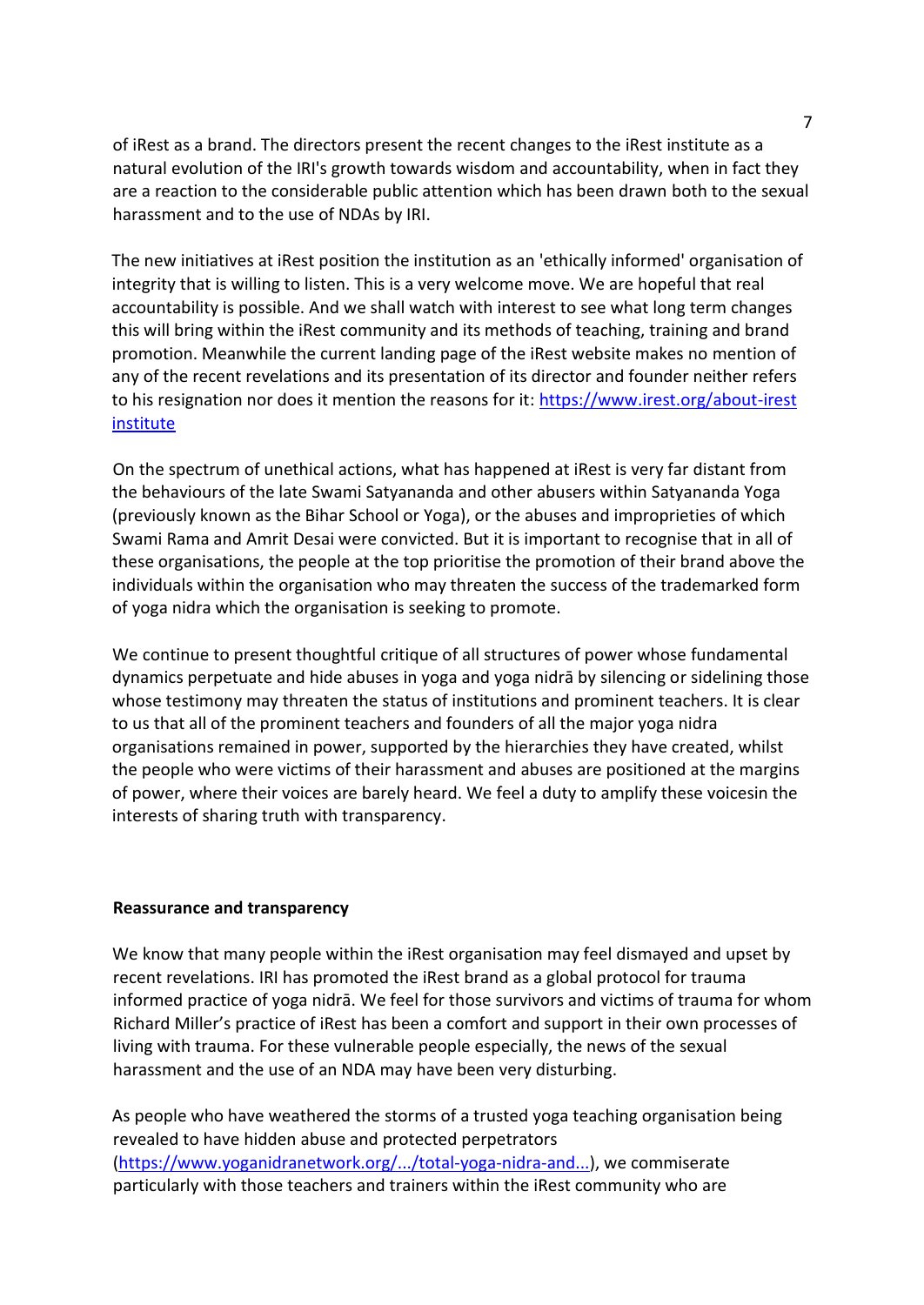of iRest as a brand. The directors present the recent changes to the iRest institute as a natural evolution of the IRI's growth towards wisdom and accountability, when in fact they are a reaction to the considerable public attention which has been drawn both to the sexual harassment and to the use of NDAs by IRI.

The new initiatives at iRest position the institution as an 'ethically informed' organisation of integrity that is willing to listen. This is a very welcome move. We are hopeful that real accountability is possible. And we shall watch with interest to see what long term changes this will bring within the iRest community and its methods of teaching, training and brand promotion. Meanwhile the current landing page of the iRest website makes no mention of any of the recent revelations and its presentation of its director and founder neither refers to his resignation nor does it mention the reasons for it: [https://www.irest.org/about-irest institute](https://www.irest.org/about-irest-institute)

On the spectrum of unethical actions, what has happened at iRest is very far distant from the behaviours of the late Swami Satyananda and other abusers within Satyananda Yoga (previously known as the Bihar School or Yoga), or the abuses and improprieties of which Swami Rama and Amrit Desai were convicted. But it is important to recognise that in all of these organisations, the people at the top prioritise the promotion of their brand above the individuals within the organisation who may threaten the success of the trademarked form of yoga nidra which the organisation is seeking to promote.

We continue to present thoughtful critique of all structures of power whose fundamental dynamics perpetuate and hide abuses in yoga and yoga nidrā by silencing or sidelining those whose testimony may threaten the status of institutions and prominent teachers. It is clear to us that all of the prominent teachers and founders of all the major yoga nidra organisations remained in power, supported by the hierarchies they have created, whilst the people who were victims of their harassment and abuses are positioned at the margins of power, where their voices are barely heard. We feel a duty to amplify these voicesin the interests of sharing truth with transparency.

**Reassurance and transparency**

We know that many people within the iRest organisation may feel dismayed and upset by recent revelations. IRI has promoted the iRest brand as a global protocol for trauma informed practice of yoga nidrā. We feel for those survivors and victims of trauma for whom Richard Miller's practice of iRest has been a comfort and support in their own processes of living with trauma. For these vulnerable people especially, the news of the sexual harassment and the use of an NDA may have been very disturbing.

As people who have weathered the storms of a trusted yoga teaching organisation being revealed to have hidden abuse and protected perpetrators ([https://www.yoganidranetwork.org/.../total-yoga-nidra-and...](https://www.yoganidranetwork.org/.../total-yoga-nidra-and...)), we commiserate particularly with those teachers and trainers within the iRest community who are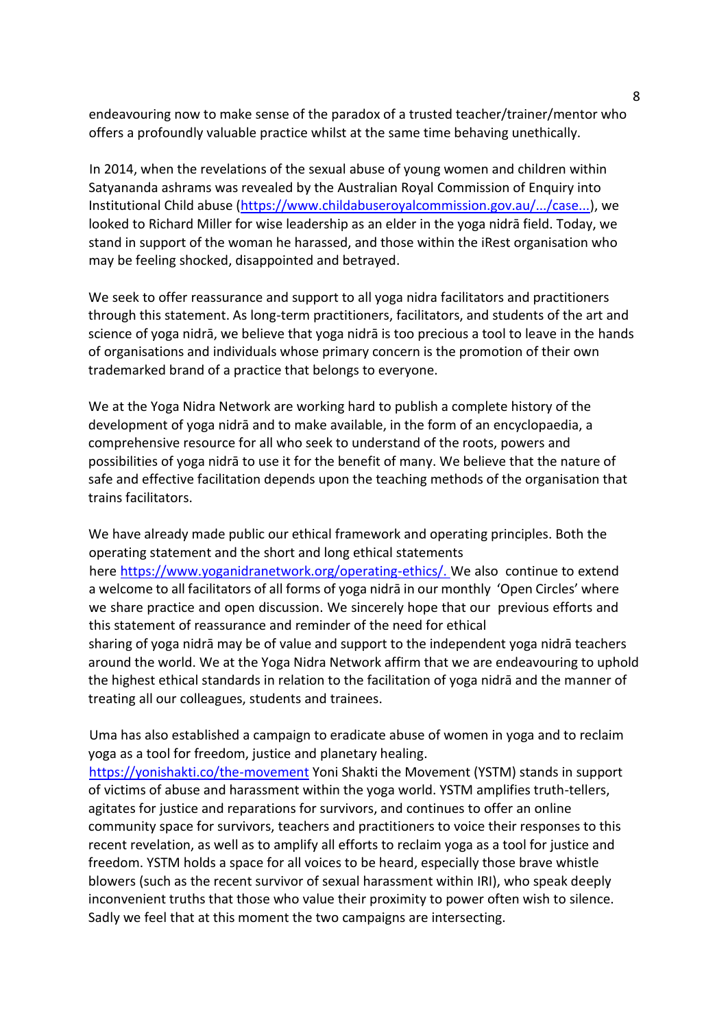endeavouring now to make sense of the paradox of a trusted teacher/trainer/mentor who offers a profoundly valuable practice whilst at the same time behaving unethically.

In 2014, when the revelations of the sexual abuse of young women and children within Satyananda ashrams was revealed by the Australian Royal Commission of Enquiry into Institutional Child abuse (https://www.childabuseroyalcommission.gov.au/.../case...), we looked to Richard Miller for wise leadership as an elder in the yoga nidrā field. Today, we stand in support of the woman he harassed, and those within the iRest organisation who may be feeling shocked, disappointed and betrayed.

We seek to offer reassurance and support to all yoga nidra facilitators and practitioners through this statement. As long-term practitioners, facilitators, and students of the art and science of yoga nidrā, we believe that yoga nidrā is too precious a tool to leave in the hands of organisations and individuals whose primary concern is the promotion of their own trademarked brand of a practice that belongs to everyone.

We at the Yoga Nidra Network are working hard to publish a complete history of the development of yoga nidrā and to make available, in the form of an encyclopaedia, a comprehensive resource for all who seek to understand of the roots, powers and possibilities of yoga nidrā to use it for the benefit of many. We believe that the nature of safe and effective facilitation depends upon the teaching methods of the organisation that trains facilitators.

We have already made public our ethical framework and operating principles. Both the operating statement and the short and long ethical statements here https://www.yoganidranetwork.org/operating-ethics/. We also continue to extend a welcome to all facilitators of all forms of yoga nidra in our monthly 'Open Circles' where we share practice and open discussion. We sincerely hope that our previous efforts and this statement of reassurance and reminder of the need for ethical sharing of yoga nidrā may be of value and support to the independent yoga nidrā teachers around the world. We at the Yoga Nidra Network affirm that we are endeavouring to uphold the highest ethical standards in relation to the facilitation of yoga nidrā and the manner of treating all our colleagues, students and trainees.

Uma has also established a campaign to eradicate abuse of women in yoga and to reclaim yoga as a tool for freedom, justice and planetary healing. https://yonishakti.co/the-movement Yoni Shakti the Movement (YSTM) stands in support of victims of abuse and harassment within the yoga world. YSTM amplifies truth-tellers, agitates for justice and reparations for survivors, and continues to offer an online community space for survivors, teachers and practitioners to voice their responses to this recent revelation, as well as to amplify all efforts to reclaim yoga as a tool for justice and freedom. YSTM holds a space for all voices to be heard, especially those brave whistle blowers (such as the recent survivor of sexual harassment within IRI), who speak deeply inconvenient truths that those who value their proximity to power often wish to silence. Sadly we feel that at this moment the two campaigns are intersecting.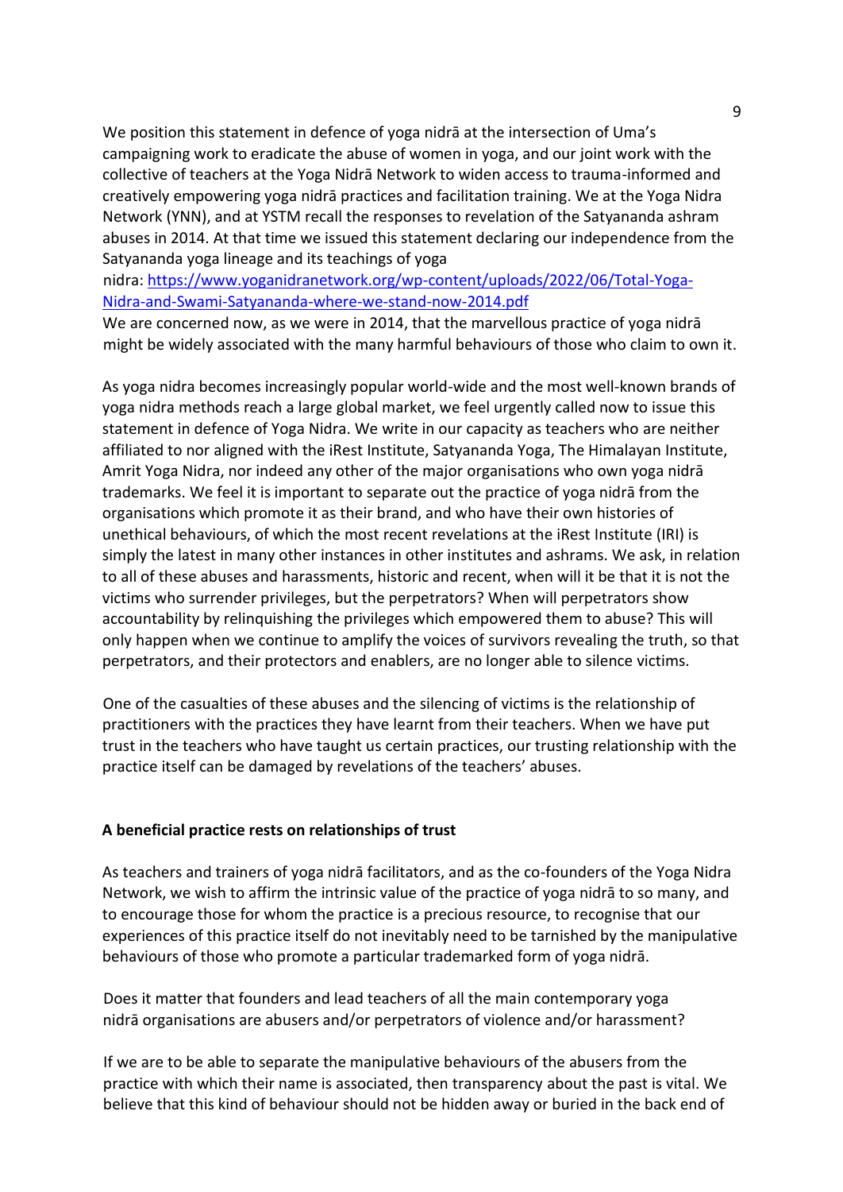We position this statement in defence of yoga nidrā at the intersection of Uma's campaigning work to eradicate the abuse of women in yoga, and our joint work with the collective of teachers at the Yoga Nidrā Network to widen access to trauma-informed and creatively empowering yoga nidrā practices and facilitation training. We at the Yoga Nidra Network (YNN), and at YSTM recall the responses to revelation of the Satyananda ashram abuses in 2014. At that time we issued this statement declaring our independence from the Satyananda yoga lineage and its teachings of yoga nidra: [https://www.yoganidranetwork.org/wp-content/uploads/2022/06/Total-Yoga-Nidra-and-Swami-Satyananda-where-we-stand-now-2014.pdf](https://www.yoganidranetwork.org/wp-content/uploads/2022/06/Total-Yoga-Nidra-and-Swami-Satyananda-where-we-stand-now-2014.pdf)
We are concerned now, as we were in 2014, that the marvellous practice of yoga nidrā might be widely associated with the many harmful behaviours of those who claim to own it.

As yoga nidra becomes increasingly popular world-wide and the most well-known brands of yoga nidra methods reach a large global market, we feel urgently called now to issue this statement in defence of Yoga Nidra. We write in our capacity as teachers who are neither affiliated to nor aligned with the iRest Institute, Satyananda Yoga, The Himalayan Institute, Amrit Yoga Nidra, nor indeed any other of the major organisations who own yoga nidrā trademarks. We feel it is important to separate out the practice of yoga nidrā from the organisations which promote it as their brand, and who have their own histories of unethical behaviours, of which the most recent revelations at the iRest Institute (IRI) is simply the latest in many other instances in other institutes and ashrams. We ask, in relation to all of these abuses and harassments, historic and recent, when will it be that it is not the victims who surrender privileges, but the perpetrators? When will perpetrators show accountability by relinquishing the privileges which empowered them to abuse? This will only happen when we continue to amplify the voices of survivors revealing the truth, so that perpetrators, and their protectors and enablers, are no longer able to silence victims.

One of the casualties of these abuses and the silencing of victims is the relationship of practitioners with the practices they have learnt from their teachers. When we have put trust in the teachers who have taught us certain practices, our trusting relationship with the practice itself can be damaged by revelations of the teachers' abuses.

**A beneficial practice rests on relationships of trust**

As teachers and trainers of yoga nidrā facilitators, and as the co-founders of the Yoga Nidra Network, we wish to affirm the intrinsic value of the practice of yoga nidrā to so many, and to encourage those for whom the practice is a precious resource, to recognise that our experiences of this practice itself do not inevitably need to be tarnished by the manipulative behaviours of those who promote a particular trademarked form of yoga nidrā.

Does it matter that founders and lead teachers of all the main contemporary yoga nidrā organisations are abusers and/or perpetrators of violence and/or harassment?

If we are to be able to separate the manipulative behaviours of the abusers from the practice with which their name is associated, then transparency about the past is vital. We believe that this kind of behaviour should not be hidden away or buried in the back end of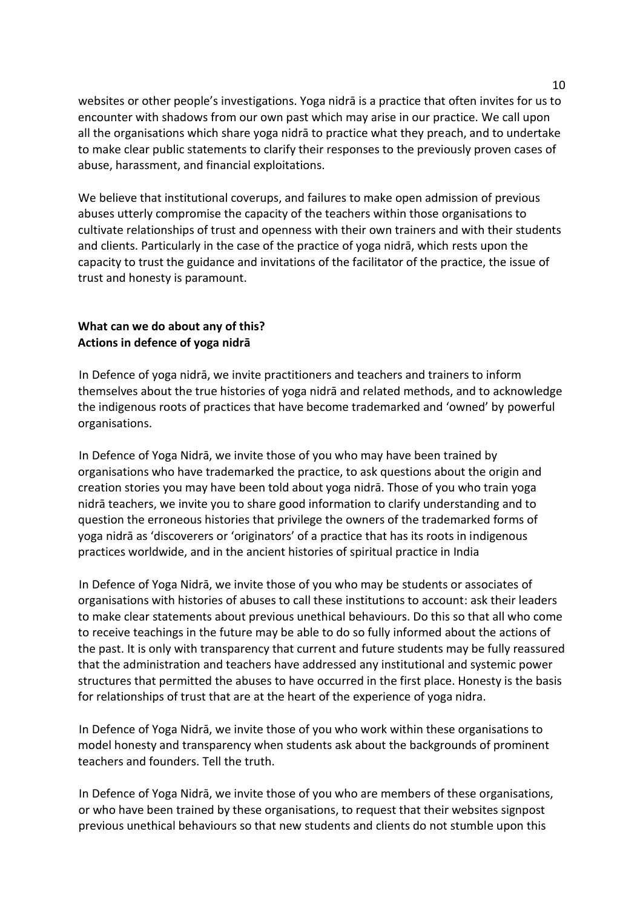websites or other people's investigations. Yoga nidrā is a practice that often invites for us to encounter with shadows from our own past which may arise in our practice. We call upon all the organisations which share yoga nidrā to practice what they preach, and to undertake to make clear public statements to clarify their responses to the previously proven cases of abuse, harassment, and financial exploitations.

We believe that institutional coverups, and failures to make open admission of previous abuses utterly compromise the capacity of the teachers within those organisations to cultivate relationships of trust and openness with their own trainers and with their students and clients. Particularly in the case of the practice of yoga nidrā, which rests upon the capacity to trust the guidance and invitations of the facilitator of the practice, the issue of trust and honesty is paramount.

**What can we do about any of this?**
**Actions in defence of yoga nidrā**

In Defence of yoga nidrā, we invite practitioners and teachers and trainers to inform themselves about the true histories of yoga nidrā and related methods, and to acknowledge the indigenous roots of practices that have become trademarked and 'owned' by powerful organisations.

In Defence of Yoga Nidrā, we invite those of you who may have been trained by organisations who have trademarked the practice, to ask questions about the origin and creation stories you may have been told about yoga nidrā. Those of you who train yoga nidrā teachers, we invite you to share good information to clarify understanding and to question the erroneous histories that privilege the owners of the trademarked forms of yoga nidrā as 'discoverers or 'originators' of a practice that has its roots in indigenous practices worldwide, and in the ancient histories of spiritual practice in India

In Defence of Yoga Nidrā, we invite those of you who may be students or associates of organisations with histories of abuses to call these institutions to account: ask their leaders to make clear statements about previous unethical behaviours. Do this so that all who come to receive teachings in the future may be able to do so fully informed about the actions of the past. It is only with transparency that current and future students may be fully reassured that the administration and teachers have addressed any institutional and systemic power structures that permitted the abuses to have occurred in the first place. Honesty is the basis for relationships of trust that are at the heart of the experience of yoga nidra.

In Defence of Yoga Nidrā, we invite those of you who work within these organisations to model honesty and transparency when students ask about the backgrounds of prominent teachers and founders. Tell the truth.

In Defence of Yoga Nidrā, we invite those of you who are members of these organisations, or who have been trained by these organisations, to request that their websites signpost previous unethical behaviours so that new students and clients do not stumble upon this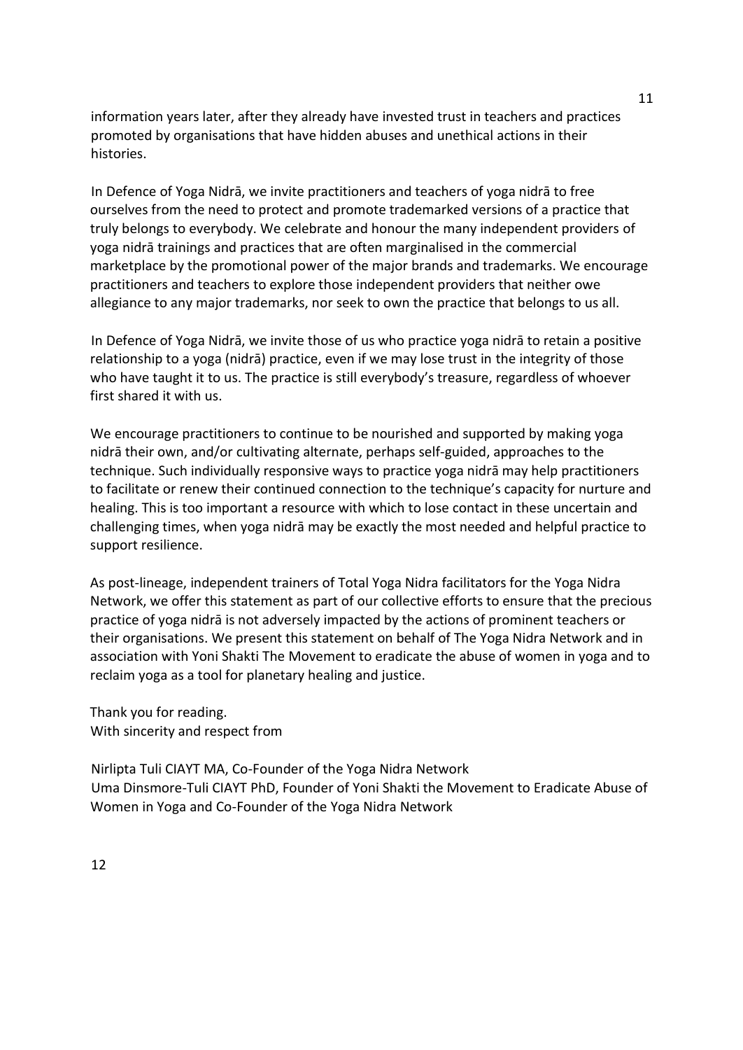information years later, after they already have invested trust in teachers and practices promoted by organisations that have hidden abuses and unethical actions in their histories.

In Defence of Yoga Nidrā, we invite practitioners and teachers of yoga nidrā to free ourselves from the need to protect and promote trademarked versions of a practice that truly belongs to everybody. We celebrate and honour the many independent providers of yoga nidrā trainings and practices that are often marginalised in the commercial marketplace by the promotional power of the major brands and trademarks. We encourage practitioners and teachers to explore those independent providers that neither owe allegiance to any major trademarks, nor seek to own the practice that belongs to us all.

In Defence of Yoga Nidrā, we invite those of us who practice yoga nidrā to retain a positive relationship to a yoga (nidrā) practice, even if we may lose trust in the integrity of those who have taught it to us. The practice is still everybody's treasure, regardless of whoever first shared it with us.

We encourage practitioners to continue to be nourished and supported by making yoga nidrā their own, and/or cultivating alternate, perhaps self-guided, approaches to the technique. Such individually responsive ways to practice yoga nidrā may help practitioners to facilitate or renew their continued connection to the technique's capacity for nurture and healing. This is too important a resource with which to lose contact in these uncertain and challenging times, when yoga nidrā may be exactly the most needed and helpful practice to support resilience.

As post-lineage, independent trainers of Total Yoga Nidra facilitators for the Yoga Nidra Network, we offer this statement as part of our collective efforts to ensure that the precious practice of yoga nidrā is not adversely impacted by the actions of prominent teachers or their organisations. We present this statement on behalf of The Yoga Nidra Network and in association with Yoni Shakti The Movement to eradicate the abuse of women in yoga and to reclaim yoga as a tool for planetary healing and justice.

Thank you for reading.
With sincerity and respect from

Nirlipta Tuli CIAYT MA, Co-Founder of the Yoga Nidra Network
Uma Dinsmore-Tuli CIAYT PhD, Founder of Yoni Shakti the Movement to Eradicate Abuse of Women in Yoga and Co-Founder of the Yoga Nidra Network